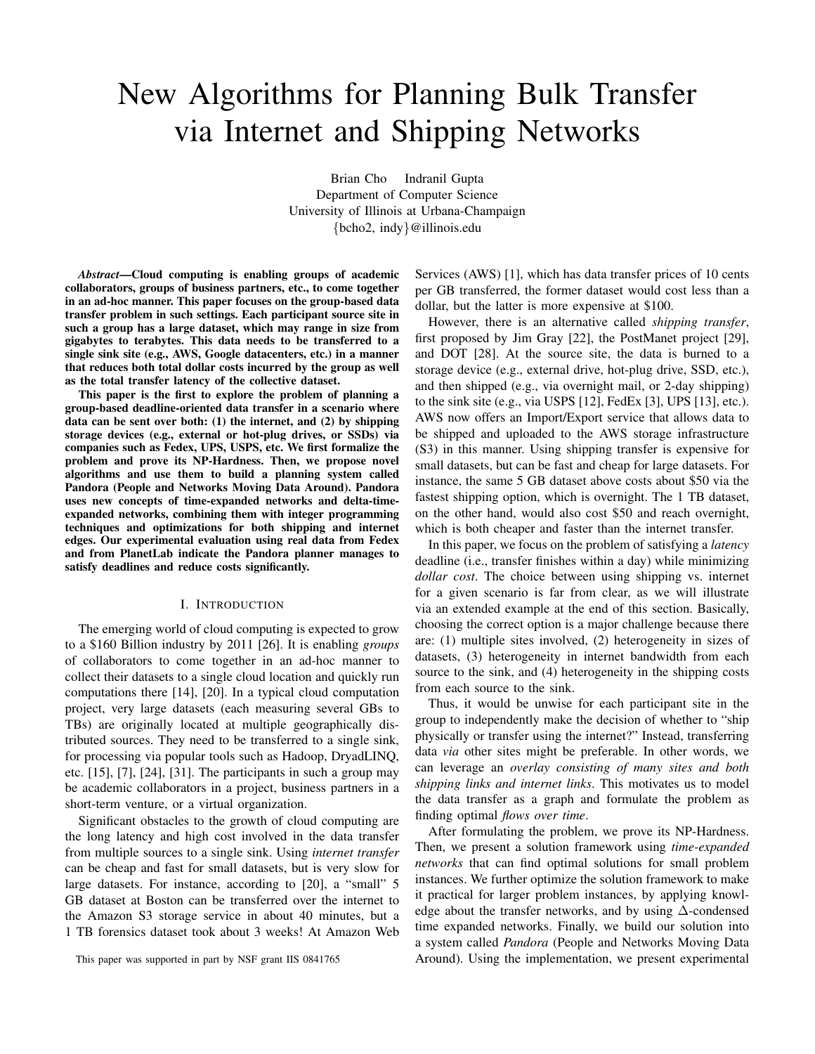# New Algorithms for Planning Bulk Transfer via Internet and Shipping Networks

Brian Cho Indranil Gupta
Department of Computer Science
University of Illinois at Urbana-Champaign
{bcho2, indy}@illinois.edu

***Abstract*—Cloud computing is enabling groups of academic collaborators, groups of business partners, etc., to come together in an ad-hoc manner. This paper focuses on the group-based data transfer problem in such settings. Each participant source site in such a group has a large dataset, which may range in size from gigabytes to terabytes. This data needs to be transferred to a single sink site (e.g., AWS, Google datacenters, etc.) in a manner that reduces both total dollar costs incurred by the group as well as the total transfer latency of the collective dataset.**

**This paper is the first to explore the problem of planning a group-based deadline-oriented data transfer in a scenario where data can be sent over both: (1) the internet, and (2) by shipping storage devices (e.g., external or hot-plug drives, or SSDs) via companies such as Fedex, UPS, USPS, etc. We first formalize the problem and prove its NP-Hardness. Then, we propose novel algorithms and use them to build a planning system called Pandora (People and Networks Moving Data Around). Pandora uses new concepts of time-expanded networks and delta-time-expanded networks, combining them with integer programming techniques and optimizations for both shipping and internet edges. Our experimental evaluation using real data from Fedex and from PlanetLab indicate the Pandora planner manages to satisfy deadlines and reduce costs significantly.**

## I. Introduction

The emerging world of cloud computing is expected to grow to a \$160 Billion industry by 2011 [26]. It is enabling *groups* of collaborators to come together in an ad-hoc manner to collect their datasets to a single cloud location and quickly run computations there [14], [20]. In a typical cloud computation project, very large datasets (each measuring several GBs to TBs) are originally located at multiple geographically distributed sources. They need to be transferred to a single sink, for processing via popular tools such as Hadoop, DryadLINQ, etc. [15], [7], [24], [31]. The participants in such a group may be academic collaborators in a project, business partners in a short-term venture, or a virtual organization.

Significant obstacles to the growth of cloud computing are the long latency and high cost involved in the data transfer from multiple sources to a single sink. Using *internet transfer* can be cheap and fast for small datasets, but is very slow for large datasets. For instance, according to [20], a "small" 5 GB dataset at Boston can be transferred over the internet to the Amazon S3 storage service in about 40 minutes, but a 1 TB forensics dataset took about 3 weeks! At Amazon Web Services (AWS) [1], which has data transfer prices of 10 cents per GB transferred, the former dataset would cost less than a dollar, but the latter is more expensive at \$100.

However, there is an alternative called *shipping transfer*, first proposed by Jim Gray [22], the PostManet project [29], and DOT [28]. At the source site, the data is burned to a storage device (e.g., external drive, hot-plug drive, SSD, etc.), and then shipped (e.g., via overnight mail, or 2-day shipping) to the sink site (e.g., via USPS [12], FedEx [3], UPS [13], etc.). AWS now offers an Import/Export service that allows data to be shipped and uploaded to the AWS storage infrastructure (S3) in this manner. Using shipping transfer is expensive for small datasets, but can be fast and cheap for large datasets. For instance, the same 5 GB dataset above costs about \$50 via the fastest shipping option, which is overnight. The 1 TB dataset, on the other hand, would also cost \$50 and reach overnight, which is both cheaper and faster than the internet transfer.

In this paper, we focus on the problem of satisfying a *latency* deadline (i.e., transfer finishes within a day) while minimizing *dollar cost*. The choice between using shipping vs. internet for a given scenario is far from clear, as we will illustrate via an extended example at the end of this section. Basically, choosing the correct option is a major challenge because there are: (1) multiple sites involved, (2) heterogeneity in sizes of datasets, (3) heterogeneity in internet bandwidth from each source to the sink, and (4) heterogeneity in the shipping costs from each source to the sink.

Thus, it would be unwise for each participant site in the group to independently make the decision of whether to "ship physically or transfer using the internet?" Instead, transferring data *via* other sites might be preferable. In other words, we can leverage an *overlay consisting of many sites and both shipping links and internet links*. This motivates us to model the data transfer as a graph and formulate the problem as finding optimal *flows over time*.

After formulating the problem, we prove its NP-Hardness. Then, we present a solution framework using *time-expanded networks* that can find optimal solutions for small problem instances. We further optimize the solution framework to make it practical for larger problem instances, by applying knowledge about the transfer networks, and by using $\Delta$-condensed time expanded networks. Finally, we build our solution into a system called *Pandora* (People and Networks Moving Data Around). Using the implementation, we present experimental

This paper was supported in part by NSF grant IIS 0841765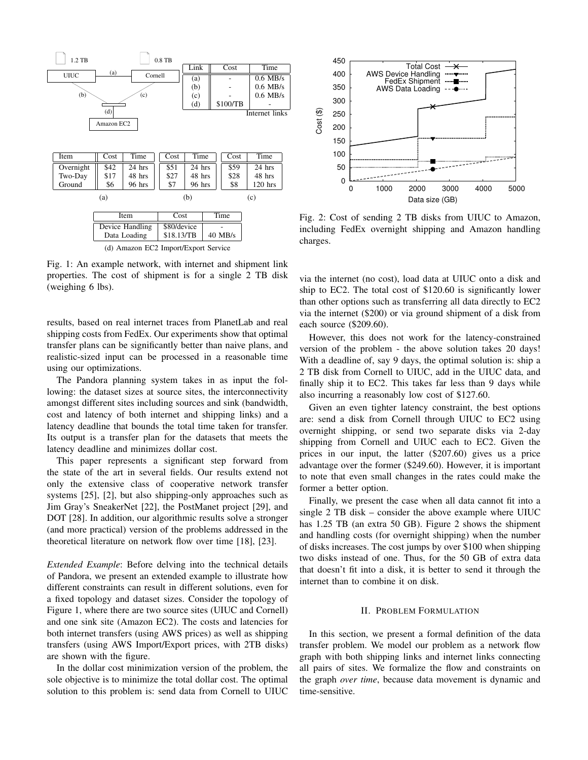| Link | Cost | Time |
|---|---|---|
| (a) | - | 0.6 MB/s |
| (b) | - | 0.6 MB/s |
| (c) | - | 0.6 MB/s |
| (d) | $100/TB | - |

Internet links

| Item | (a) Cost | (a) Time | (b) Cost | (b) Time | (c) Cost | (c) Time |
|---|---|---|---|---|---|---|
| Overnight | $42 | 24 hrs | $51 | 24 hrs | $59 | 24 hrs |
| Two-Day | $17 | 48 hrs | $27 | 48 hrs | $28 | 48 hrs |
| Ground | $6 | 96 hrs | $7 | 96 hrs | $8 | 120 hrs |

| Item | Cost | Time |
|---|---|---|
| Device Handling | $80/device | - |
| Data Loading | $18.13/TB | 40 MB/s |

(d) Amazon EC2 Import/Export Service

Fig. 1: An example network, with internet and shipment link properties. The cost of shipment is for a single 2 TB disk (weighing 6 lbs).

results, based on real internet traces from PlanetLab and real shipping costs from FedEx. Our experiments show that optimal transfer plans can be significantly better than naive plans, and realistic-sized input can be processed in a reasonable time using our optimizations.

The Pandora planning system takes in as input the following: the dataset sizes at source sites, the interconnectivity amongst different sites including sources and sink (bandwidth, cost and latency of both internet and shipping links) and a latency deadline that bounds the total time taken for transfer. Its output is a transfer plan for the datasets that meets the latency deadline and minimizes dollar cost.

This paper represents a significant step forward from the state of the art in several fields. Our results extend not only the extensive class of cooperative network transfer systems [25], [2], but also shipping-only approaches such as Jim Gray's SneakerNet [22], the PostManet project [29], and DOT [28]. In addition, our algorithmic results solve a stronger (and more practical) version of the problems addressed in the theoretical literature on network flow over time [18], [23].

*Extended Example*: Before delving into the technical details of Pandora, we present an extended example to illustrate how different constraints can result in different solutions, even for a fixed topology and dataset sizes. Consider the topology of Figure 1, where there are two source sites (UIUC and Cornell) and one sink site (Amazon EC2). The costs and latencies for both internet transfers (using AWS prices) as well as shipping transfers (using AWS Import/Export prices, with 2TB disks) are shown with the figure.

In the dollar cost minimization version of the problem, the sole objective is to minimize the total dollar cost. The optimal solution to this problem is: send data from Cornell to UIUC

Fig. 2: Cost of sending 2 TB disks from UIUC to Amazon, including FedEx overnight shipping and Amazon handling charges.

via the internet (no cost), load data at UIUC onto a disk and ship to EC2. The total cost of $120.60 is significantly lower than other options such as transferring all data directly to EC2 via the internet ($200) or via ground shipment of a disk from each source ($209.60).

However, this does not work for the latency-constrained version of the problem - the above solution takes 20 days! With a deadline of, say 9 days, the optimal solution is: ship a 2 TB disk from Cornell to UIUC, add in the UIUC data, and finally ship it to EC2. This takes far less than 9 days while also incurring a reasonably low cost of $127.60.

Given an even tighter latency constraint, the best options are: send a disk from Cornell through UIUC to EC2 using overnight shipping, or send two separate disks via 2-day shipping from Cornell and UIUC each to EC2. Given the prices in our input, the latter ($207.60) gives us a price advantage over the former ($249.60). However, it is important to note that even small changes in the rates could make the former a better option.

Finally, we present the case when all data cannot fit into a single 2 TB disk – consider the above example where UIUC has 1.25 TB (an extra 50 GB). Figure 2 shows the shipment and handling costs (for overnight shipping) when the number of disks increases. The cost jumps by over $100 when shipping two disks instead of one. Thus, for the 50 GB of extra data that doesn't fit into a disk, it is better to send it through the internet than to combine it on disk.

## II. Problem Formulation

In this section, we present a formal definition of the data transfer problem. We model our problem as a network flow graph with both shipping links and internet links connecting all pairs of sites. We formalize the flow and constraints on the graph *over time*, because data movement is dynamic and time-sensitive.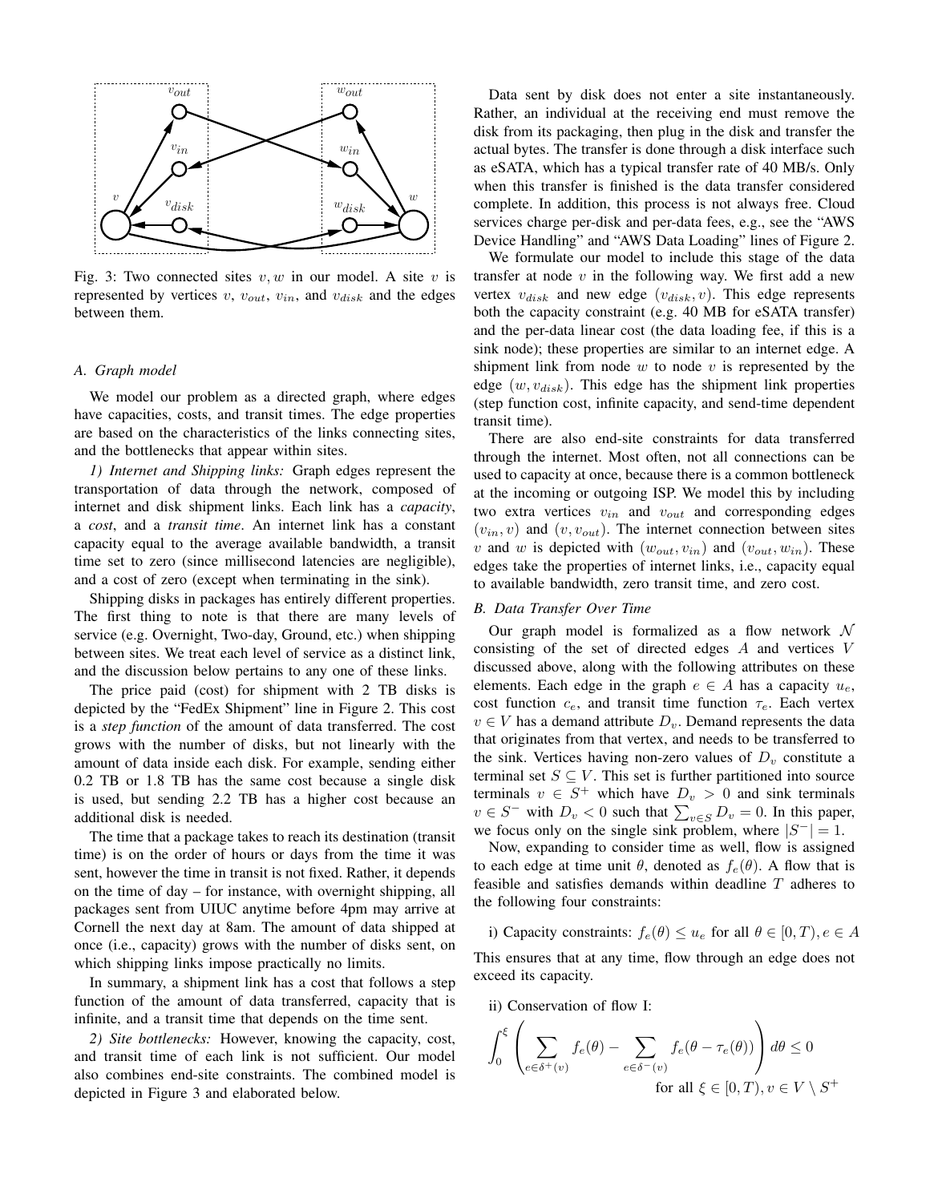Fig. 3: Two connected sites $v, w$ in our model. A site $v$ is represented by vertices $v$, $v_{out}$, $v_{in}$, and $v_{disk}$ and the edges between them.

### A. Graph model

We model our problem as a directed graph, where edges have capacities, costs, and transit times. The edge properties are based on the characteristics of the links connecting sites, and the bottlenecks that appear within sites.

*1) Internet and Shipping links:* Graph edges represent the transportation of data through the network, composed of internet and disk shipment links. Each link has a *capacity*, a *cost*, and a *transit time*. An internet link has a constant capacity equal to the average available bandwidth, a transit time set to zero (since millisecond latencies are negligible), and a cost of zero (except when terminating in the sink).

Shipping disks in packages has entirely different properties. The first thing to note is that there are many levels of service (e.g. Overnight, Two-day, Ground, etc.) when shipping between sites. We treat each level of service as a distinct link, and the discussion below pertains to any one of these links.

The price paid (cost) for shipment with 2 TB disks is depicted by the "FedEx Shipment" line in Figure 2. This cost is a *step function* of the amount of data transferred. The cost grows with the number of disks, but not linearly with the amount of data inside each disk. For example, sending either 0.2 TB or 1.8 TB has the same cost because a single disk is used, but sending 2.2 TB has a higher cost because an additional disk is needed.

The time that a package takes to reach its destination (transit time) is on the order of hours or days from the time it was sent, however the time in transit is not fixed. Rather, it depends on the time of day – for instance, with overnight shipping, all packages sent from UIUC anytime before 4pm may arrive at Cornell the next day at 8am. The amount of data shipped at once (i.e., capacity) grows with the number of disks sent, on which shipping links impose practically no limits.

In summary, a shipment link has a cost that follows a step function of the amount of data transferred, capacity that is infinite, and a transit time that depends on the time sent.

*2) Site bottlenecks:* However, knowing the capacity, cost, and transit time of each link is not sufficient. Our model also combines end-site constraints. The combined model is depicted in Figure 3 and elaborated below.

Data sent by disk does not enter a site instantaneously. Rather, an individual at the receiving end must remove the disk from its packaging, then plug in the disk and transfer the actual bytes. The transfer is done through a disk interface such as eSATA, which has a typical transfer rate of 40 MB/s. Only when this transfer is finished is the data transfer considered complete. In addition, this process is not always free. Cloud services charge per-disk and per-data fees, e.g., see the "AWS Device Handling" and "AWS Data Loading" lines of Figure 2.

We formulate our model to include this stage of the data transfer at node $v$ in the following way. We first add a new vertex $v_{disk}$ and new edge $(v_{disk}, v)$. This edge represents both the capacity constraint (e.g. 40 MB for eSATA transfer) and the per-data linear cost (the data loading fee, if this is a sink node); these properties are similar to an internet edge. A shipment link from node $w$ to node $v$ is represented by the edge $(w, v_{disk})$. This edge has the shipment link properties (step function cost, infinite capacity, and send-time dependent transit time).

There are also end-site constraints for data transferred through the internet. Most often, not all connections can be used to capacity at once, because there is a common bottleneck at the incoming or outgoing ISP. We model this by including two extra vertices $v_{in}$ and $v_{out}$ and corresponding edges $(v_{in}, v)$ and $(v, v_{out})$. The internet connection between sites $v$ and $w$ is depicted with $(w_{out}, v_{in})$ and $(v_{out}, w_{in})$. These edges take the properties of internet links, i.e., capacity equal to available bandwidth, zero transit time, and zero cost.

### B. Data Transfer Over Time

Our graph model is formalized as a flow network $\mathcal{N}$ consisting of the set of directed edges $A$ and vertices $V$ discussed above, along with the following attributes on these elements. Each edge in the graph $e \in A$ has a capacity $u_e$, cost function $c_e$, and transit time function $\tau_e$. Each vertex $v \in V$ has a demand attribute $D_v$. Demand represents the data that originates from that vertex, and needs to be transferred to the sink. Vertices having non-zero values of $D_v$ constitute a terminal set $S \subseteq V$. This set is further partitioned into source terminals $v \in S^+$ which have $D_v > 0$ and sink terminals $v \in S^-$ with $D_v < 0$ such that $\sum_{v \in S} D_v = 0$. In this paper, we focus only on the single sink problem, where $|S^-| = 1$.

Now, expanding to consider time as well, flow is assigned to each edge at time unit $\theta$, denoted as $f_e(\theta)$. A flow that is feasible and satisfies demands within deadline $T$ adheres to the following four constraints:

i) Capacity constraints: $f_e(\theta) \leq u_e$ for all $\theta \in [0, T), e \in A$

This ensures that at any time, flow through an edge does not exceed its capacity.

ii) Conservation of flow I:

$$\int_0^{\xi} \left( \sum_{e \in \delta^+(v)} f_e(\theta) - \sum_{e \in \delta^-(v)} f_e(\theta - \tau_e(\theta)) \right) d\theta \leq 0$$

$$\text{for all } \xi \in [0, T), v \in V \setminus S^+$$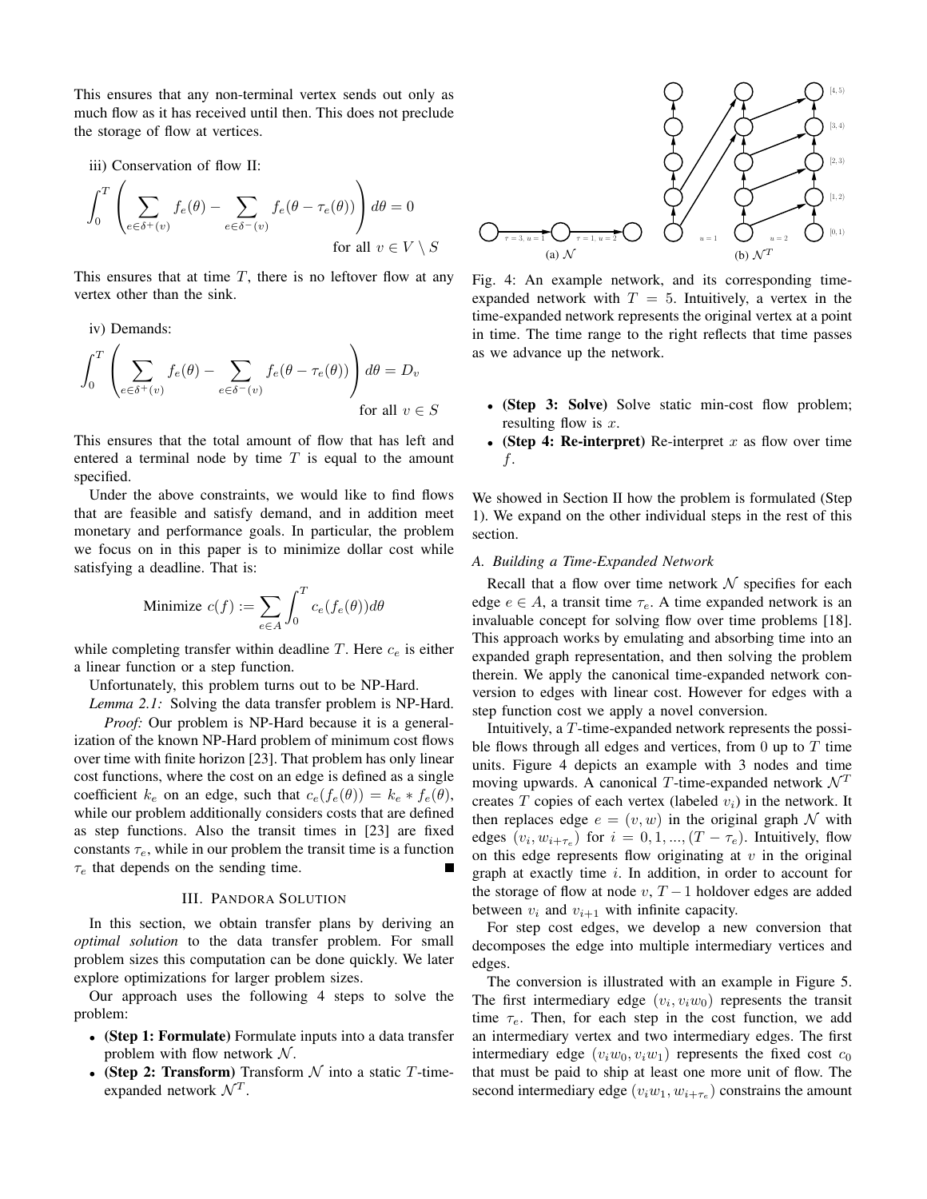This ensures that any non-terminal vertex sends out only as much flow as it has received until then. This does not preclude the storage of flow at vertices.

iii) Conservation of flow II:

$$\int_0^T \left( \sum_{e \in \delta^+(v)} f_e(\theta) - \sum_{e \in \delta^-(v)} f_e(\theta - \tau_e(\theta)) \right) d\theta = 0 \quad \text{for all } v \in V \setminus S$$

This ensures that at time $T$, there is no leftover flow at any vertex other than the sink.

iv) Demands:

$$\int_0^T \left( \sum_{e \in \delta^+(v)} f_e(\theta) - \sum_{e \in \delta^-(v)} f_e(\theta - \tau_e(\theta)) \right) d\theta = D_v \quad \text{for all } v \in S$$

This ensures that the total amount of flow that has left and entered a terminal node by time $T$ is equal to the amount specified.

Under the above constraints, we would like to find flows that are feasible and satisfy demand, and in addition meet monetary and performance goals. In particular, the problem we focus on in this paper is to minimize dollar cost while satisfying a deadline. That is:

$$\text{Minimize } c(f) := \sum_{e \in A} \int_0^T c_e(f_e(\theta)) d\theta$$

while completing transfer within deadline $T$. Here $c_e$ is either a linear function or a step function.

Unfortunately, this problem turns out to be NP-Hard.

*Lemma 2.1:* Solving the data transfer problem is NP-Hard.

*Proof:* Our problem is NP-Hard because it is a generalization of the known NP-Hard problem of minimum cost flows over time with finite horizon [23]. That problem has only linear cost functions, where the cost on an edge is defined as a single coefficient $k_e$ on an edge, such that $c_e(f_e(\theta)) = k_e * f_e(\theta)$, while our problem additionally considers costs that are defined as step functions. Also the transit times in [23] are fixed constants $\tau_e$, while in our problem the transit time is a function $\tau_e$ that depends on the sending time. ∎

## III. Pandora Solution

In this section, we obtain transfer plans by deriving an *optimal solution* to the data transfer problem. For small problem sizes this computation can be done quickly. We later explore optimizations for larger problem sizes.

Our approach uses the following 4 steps to solve the problem:

- **(Step 1: Formulate)** Formulate inputs into a data transfer problem with flow network $\mathcal{N}$.
- **(Step 2: Transform)** Transform $\mathcal{N}$ into a static $T$-time-expanded network $\mathcal{N}^T$.
- **(Step 3: Solve)** Solve static min-cost flow problem; resulting flow is $x$.
- **(Step 4: Re-interpret)** Re-interpret $x$ as flow over time $f$.

Fig. 4: An example network, and its corresponding time-expanded network with $T = 5$. Intuitively, a vertex in the time-expanded network represents the original vertex at a point in time. The time range to the right reflects that time passes as we advance up the network.

We showed in Section II how the problem is formulated (Step 1). We expand on the other individual steps in the rest of this section.

### A. Building a Time-Expanded Network

Recall that a flow over time network $\mathcal{N}$ specifies for each edge $e \in A$, a transit time $\tau_e$. A time expanded network is an invaluable concept for solving flow over time problems [18]. This approach works by emulating and absorbing time into an expanded graph representation, and then solving the problem therein. We apply the canonical time-expanded network conversion to edges with linear cost. However for edges with a step function cost we apply a novel conversion.

Intuitively, a $T$-time-expanded network represents the possible flows through all edges and vertices, from 0 up to $T$ time units. Figure 4 depicts an example with 3 nodes and time moving upwards. A canonical $T$-time-expanded network $\mathcal{N}^T$ creates $T$ copies of each vertex (labeled $v_i$) in the network. It then replaces edge $e = (v, w)$ in the original graph $\mathcal{N}$ with edges $(v_i, w_{i+\tau_e})$ for $i = 0, 1, ..., (T - \tau_e)$. Intuitively, flow on this edge represents flow originating at $v$ in the original graph at exactly time $i$. In addition, in order to account for the storage of flow at node $v$, $T-1$ holdover edges are added between $v_i$ and $v_{i+1}$ with infinite capacity.

For step cost edges, we develop a new conversion that decomposes the edge into multiple intermediary vertices and edges.

The conversion is illustrated with an example in Figure 5. The first intermediary edge $(v_i, v_i w_0)$ represents the transit time $\tau_e$. Then, for each step in the cost function, we add an intermediary vertex and two intermediary edges. The first intermediary edge $(v_i w_0, v_i w_1)$ represents the fixed cost $c_0$ that must be paid to ship at least one more unit of flow. The second intermediary edge $(v_i w_1, w_{i+\tau_e})$ constrains the amount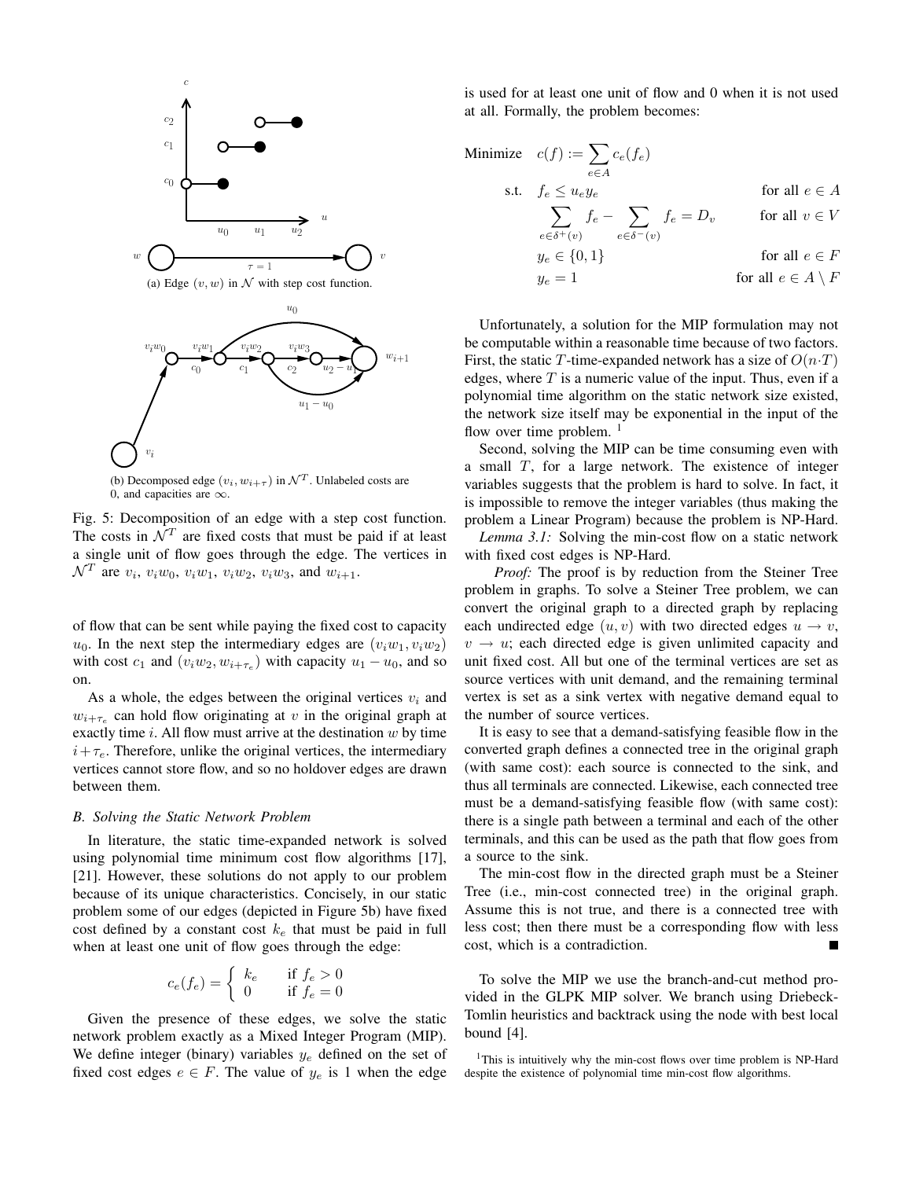(a) Edge $(v, w)$ in $\mathcal{N}$ with step cost function.

(b) Decomposed edge $(v_i, w_{i+\tau})$ in $\mathcal{N}^T$. Unlabeled costs are 0, and capacities are $\infty$.

Fig. 5: Decomposition of an edge with a step cost function. The costs in $\mathcal{N}^T$ are fixed costs that must be paid if at least a single unit of flow goes through the edge. The vertices in $\mathcal{N}^T$ are $v_i$, $v_i w_0$, $v_i w_1$, $v_i w_2$, $v_i w_3$, and $w_{i+1}$.

of flow that can be sent while paying the fixed cost to capacity $u_0$. In the next step the intermediary edges are $(v_i w_1, v_i w_2)$ with cost $c_1$ and $(v_i w_2, w_{i+\tau_e})$ with capacity $u_1 - u_0$, and so on.

As a whole, the edges between the original vertices $v_i$ and $w_{i+\tau_e}$ can hold flow originating at $v$ in the original graph at exactly time $i$. All flow must arrive at the destination $w$ by time $i+\tau_e$. Therefore, unlike the original vertices, the intermediary vertices cannot store flow, and so no holdover edges are drawn between them.

### B. Solving the Static Network Problem

In literature, the static time-expanded network is solved using polynomial time minimum cost flow algorithms [17], [21]. However, these solutions do not apply to our problem because of its unique characteristics. Concisely, in our static problem some of our edges (depicted in Figure 5b) have fixed cost defined by a constant cost $k_e$ that must be paid in full when at least one unit of flow goes through the edge:

$$c_e(f_e) = \begin{cases} k_e & \text{if } f_e > 0 \\ 0 & \text{if } f_e = 0 \end{cases}$$

Given the presence of these edges, we solve the static network problem exactly as a Mixed Integer Program (MIP). We define integer (binary) variables $y_e$ defined on the set of fixed cost edges $e \in F$. The value of $y_e$ is 1 when the edge is used for at least one unit of flow and 0 when it is not used at all. Formally, the problem becomes:

$$\begin{aligned}
\text{Minimize} \quad & c(f) := \sum_{e \in A} c_e(f_e) \\
\text{s.t.} \quad & f_e \le u_e y_e && \text{for all } e \in A \\
& \sum_{e \in \delta^+(v)} f_e - \sum_{e \in \delta^-(v)} f_e = D_v && \text{for all } v \in V \\
& y_e \in \{0, 1\} && \text{for all } e \in F \\
& y_e = 1 && \text{for all } e \in A \setminus F
\end{aligned}$$

Unfortunately, a solution for the MIP formulation may not be computable within a reasonable time because of two factors. First, the static $T$-time-expanded network has a size of $O(n \cdot T)$ edges, where $T$ is a numeric value of the input. Thus, even if a polynomial time algorithm on the static network size existed, the network size itself may be exponential in the input of the flow over time problem. [1]

Second, solving the MIP can be time consuming even with a small $T$, for a large network. The existence of integer variables suggests that the problem is hard to solve. In fact, it is impossible to remove the integer variables (thus making the problem a Linear Program) because the problem is NP-Hard.

*Lemma 3.1:* Solving the min-cost flow on a static network with fixed cost edges is NP-Hard.

*Proof:* The proof is by reduction from the Steiner Tree problem in graphs. To solve a Steiner Tree problem, we can convert the original graph to a directed graph by replacing each undirected edge $(u, v)$ with two directed edges $u \to v$, $v \to u$; each directed edge is given unlimited capacity and unit fixed cost. All but one of the terminal vertices are set as source vertices with unit demand, and the remaining terminal vertex is set as a sink vertex with negative demand equal to the number of source vertices.

It is easy to see that a demand-satisfying feasible flow in the converted graph defines a connected tree in the original graph (with same cost): each source is connected to the sink, and thus all terminals are connected. Likewise, each connected tree must be a demand-satisfying feasible flow (with same cost): there is a single path between a terminal and each of the other terminals, and this can be used as the path that flow goes from a source to the sink.

The min-cost flow in the directed graph must be a Steiner Tree (i.e., min-cost connected tree) in the original graph. Assume this is not true, and there is a connected tree with less cost; then there must be a corresponding flow with less cost, which is a contradiction. ■

To solve the MIP we use the branch-and-cut method provided in the GLPK MIP solver. We branch using Driebeck-Tomlin heuristics and backtrack using the node with best local bound [4].

[1] This is intuitively why the min-cost flows over time problem is NP-Hard despite the existence of polynomial time min-cost flow algorithms.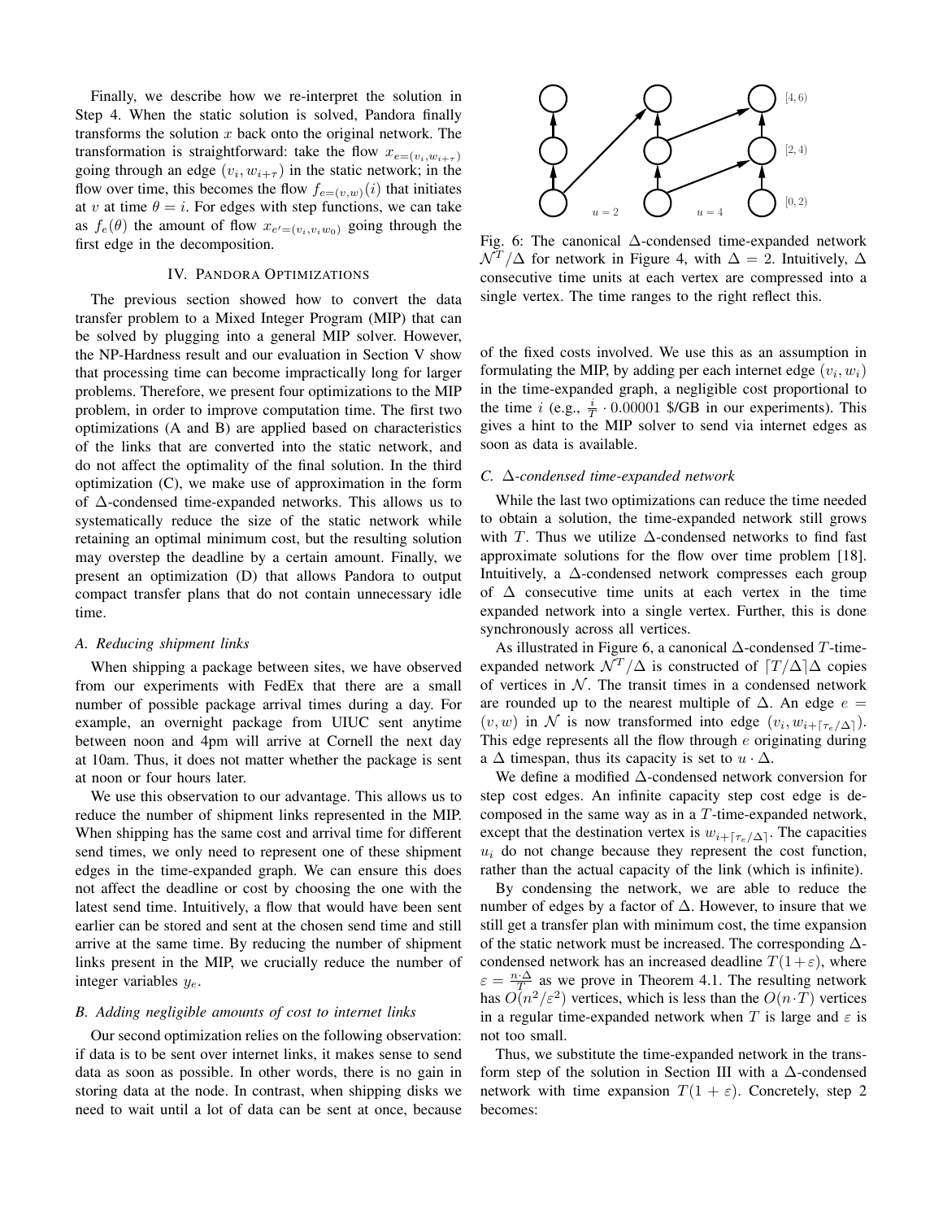Finally, we describe how we re-interpret the solution in Step 4. When the static solution is solved, Pandora finally transforms the solution $x$ back onto the original network. The transformation is straightforward: take the flow $x_{e=(v_i,w_{i+\tau})}$ going through an edge $(v_i, w_{i+\tau})$ in the static network; in the flow over time, this becomes the flow $f_{e=(v,w)}(i)$ that initiates at $v$ at time $\theta = i$. For edges with step functions, we can take as $f_e(\theta)$ the amount of flow $x_{e'=(v_i,v_iw_0)}$ going through the first edge in the decomposition.

## IV. Pandora Optimizations

The previous section showed how to convert the data transfer problem to a Mixed Integer Program (MIP) that can be solved by plugging into a general MIP solver. However, the NP-Hardness result and our evaluation in Section V show that processing time can become impractically long for larger problems. Therefore, we present four optimizations to the MIP problem, in order to improve computation time. The first two optimizations (A and B) are applied based on characteristics of the links that are converted into the static network, and do not affect the optimality of the final solution. In the third optimization (C), we make use of approximation in the form of $\Delta$-condensed time-expanded networks. This allows us to systematically reduce the size of the static network while retaining an optimal minimum cost, but the resulting solution may overstep the deadline by a certain amount. Finally, we present an optimization (D) that allows Pandora to output compact transfer plans that do not contain unnecessary idle time.

### A. Reducing shipment links

When shipping a package between sites, we have observed from our experiments with FedEx that there are a small number of possible package arrival times during a day. For example, an overnight package from UIUC sent anytime between noon and 4pm will arrive at Cornell the next day at 10am. Thus, it does not matter whether the package is sent at noon or four hours later.

We use this observation to our advantage. This allows us to reduce the number of shipment links represented in the MIP. When shipping has the same cost and arrival time for different send times, we only need to represent one of these shipment edges in the time-expanded graph. We can ensure this does not affect the deadline or cost by choosing the one with the latest send time. Intuitively, a flow that would have been sent earlier can be stored and sent at the chosen send time and still arrive at the same time. By reducing the number of shipment links present in the MIP, we crucially reduce the number of integer variables $y_e$.

### B. Adding negligible amounts of cost to internet links

Our second optimization relies on the following observation: if data is to be sent over internet links, it makes sense to send data as soon as possible. In other words, there is no gain in storing data at the node. In contrast, when shipping disks we need to wait until a lot of data can be sent at once, because of the fixed costs involved. We use this as an assumption in formulating the MIP, by adding per each internet edge $(v_i, w_i)$ in the time-expanded graph, a negligible cost proportional to the time $i$ (e.g., $\frac{i}{T} \cdot 0.00001$ \$/GB in our experiments). This gives a hint to the MIP solver to send via internet edges as soon as data is available.

[4, 6)

[2, 4)

[0, 2)

$u = 2$

$u = 4$

Fig. 6: The canonical $\Delta$-condensed time-expanded network $\mathcal{N}^T/\Delta$ for network in Figure 4, with $\Delta = 2$. Intuitively, $\Delta$ consecutive time units at each vertex are compressed into a single vertex. The time ranges to the right reflect this.

### C. $\Delta$-condensed time-expanded network

While the last two optimizations can reduce the time needed to obtain a solution, the time-expanded network still grows with $T$. Thus we utilize $\Delta$-condensed networks to find fast approximate solutions for the flow over time problem [18]. Intuitively, a $\Delta$-condensed network compresses each group of $\Delta$ consecutive time units at each vertex in the time expanded network into a single vertex. Further, this is done synchronously across all vertices.

As illustrated in Figure 6, a canonical $\Delta$-condensed $T$-time-expanded network $\mathcal{N}^T/\Delta$ is constructed of $\lceil T/\Delta \rceil \Delta$ copies of vertices in $\mathcal{N}$. The transit times in a condensed network are rounded up to the nearest multiple of $\Delta$. An edge $e = (v, w)$ in $\mathcal{N}$ is now transformed into edge $(v_i, w_{i+\lceil \tau_e/\Delta \rceil})$. This edge represents all the flow through $e$ originating during a $\Delta$ timespan, thus its capacity is set to $u \cdot \Delta$.

We define a modified $\Delta$-condensed network conversion for step cost edges. An infinite capacity step cost edge is decomposed in the same way as in a $T$-time-expanded network, except that the destination vertex is $w_{i+\lceil \tau_e/\Delta \rceil}$. The capacities $u_i$ do not change because they represent the cost function, rather than the actual capacity of the link (which is infinite).

By condensing the network, we are able to reduce the number of edges by a factor of $\Delta$. However, to insure that we still get a transfer plan with minimum cost, the time expansion of the static network must be increased. The corresponding $\Delta$-condensed network has an increased deadline $T(1+\varepsilon)$, where $\varepsilon = \frac{n \cdot \Delta}{T}$ as we prove in Theorem 4.1. The resulting network has $O(n^2/\varepsilon^2)$ vertices, which is less than the $O(n \cdot T)$ vertices in a regular time-expanded network when $T$ is large and $\varepsilon$ is not too small.

Thus, we substitute the time-expanded network in the transform step of the solution in Section III with a $\Delta$-condensed network with time expansion $T(1 + \varepsilon)$. Concretely, step 2 becomes: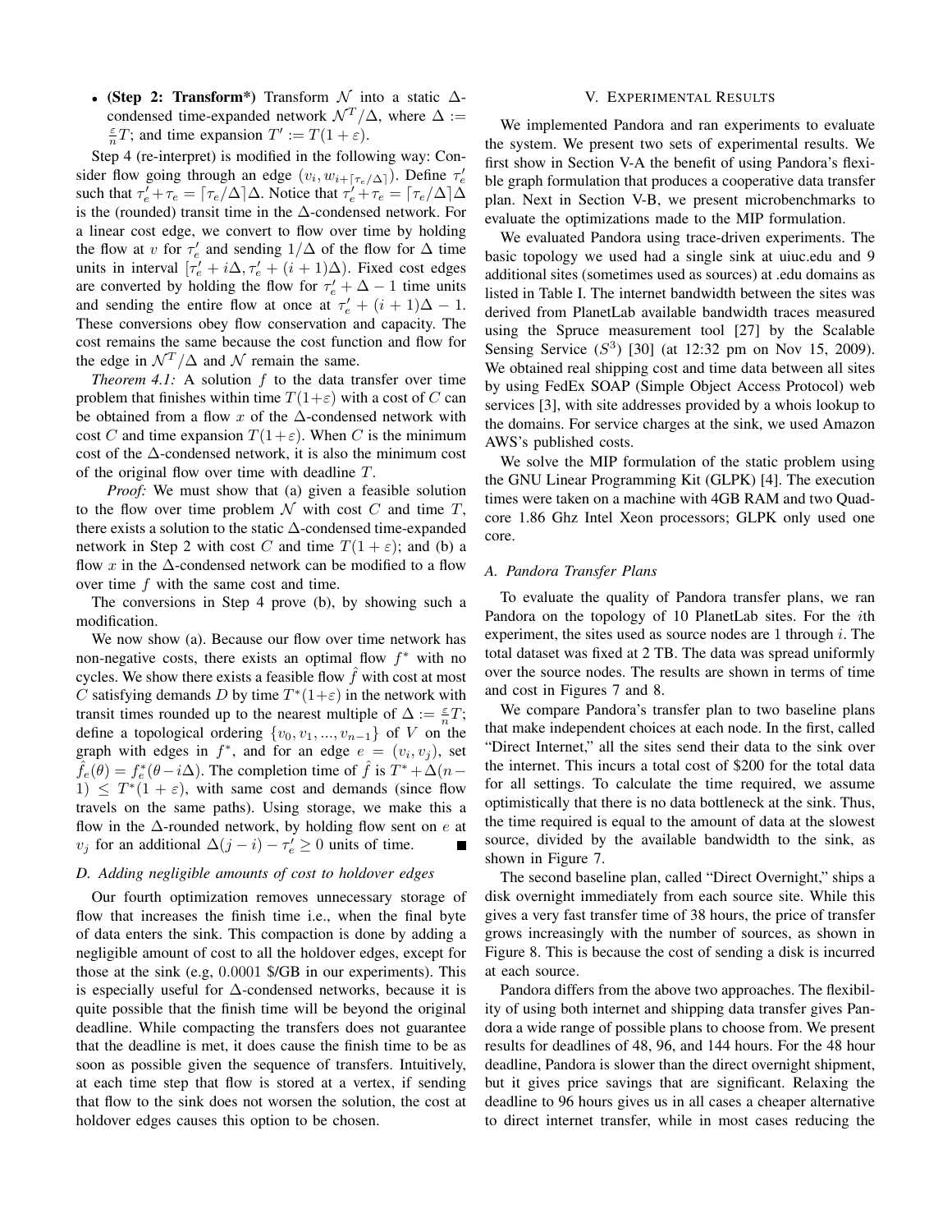- **(Step 2: Transform*)** Transform $\mathcal{N}$ into a static $\Delta$-condensed time-expanded network $\mathcal{N}^T/\Delta$, where $\Delta := \frac{\varepsilon}{n}T$; and time expansion $T' := T(1+\varepsilon)$.

Step 4 (re-interpret) is modified in the following way: Consider flow going through an edge $(v_i, w_{i+\lceil \tau_e/\Delta \rceil})$. Define $\tau'_e$ such that $\tau'_e + \tau_e = \lceil \tau_e/\Delta \rceil \Delta$. Notice that $\tau'_e + \tau_e = \lceil \tau_e/\Delta \rceil \Delta$ is the (rounded) transit time in the $\Delta$-condensed network. For a linear cost edge, we convert to flow over time by holding the flow at $v$ for $\tau'_e$ and sending $1/\Delta$ of the flow for $\Delta$ time units in interval $[\tau'_e + i\Delta, \tau'_e + (i+1)\Delta)$. Fixed cost edges are converted by holding the flow for $\tau'_e + \Delta - 1$ time units and sending the entire flow at once at $\tau'_e + (i+1)\Delta - 1$. These conversions obey flow conservation and capacity. The cost remains the same because the cost function and flow for the edge in $\mathcal{N}^T/\Delta$ and $\mathcal{N}$ remain the same.

*Theorem 4.1:* A solution $f$ to the data transfer over time problem that finishes within time $T(1+\varepsilon)$ with a cost of $C$ can be obtained from a flow $x$ of the $\Delta$-condensed network with cost $C$ and time expansion $T(1+\varepsilon)$. When $C$ is the minimum cost of the $\Delta$-condensed network, it is also the minimum cost of the original flow over time with deadline $T$.

*Proof:* We must show that (a) given a feasible solution to the flow over time problem $\mathcal{N}$ with cost $C$ and time $T$, there exists a solution to the static $\Delta$-condensed time-expanded network in Step 2 with cost $C$ and time $T(1+\varepsilon)$; and (b) a flow $x$ in the $\Delta$-condensed network can be modified to a flow over time $f$ with the same cost and time.

The conversions in Step 4 prove (b), by showing such a modification.

We now show (a). Because our flow over time network has non-negative costs, there exists an optimal flow $f^*$ with no cycles. We show there exists a feasible flow $\hat{f}$ with cost at most $C$ satisfying demands $D$ by time $T^*(1+\varepsilon)$ in the network with transit times rounded up to the nearest multiple of $\Delta := \frac{\varepsilon}{n}T$; define a topological ordering $\{v_0, v_1, ..., v_{n-1}\}$ of $V$ on the graph with edges in $f^*$, and for an edge $e = (v_i, v_j)$, set $\hat{f}_e(\theta) = f^*_e(\theta - i\Delta)$. The completion time of $\hat{f}$ is $T^* + \Delta(n-1) \leq T^*(1+\varepsilon)$, with same cost and demands (since flow travels on the same paths). Using storage, we make this a flow in the $\Delta$-rounded network, by holding flow sent on $e$ at $v_j$ for an additional $\Delta(j-i) - \tau'_e \geq 0$ units of time. ∎

### D. Adding negligible amounts of cost to holdover edges

Our fourth optimization removes unnecessary storage of flow that increases the finish time i.e., when the final byte of data enters the sink. This compaction is done by adding a negligible amount of cost to all the holdover edges, except for those at the sink (e.g, 0.0001 \$/GB in our experiments). This is especially useful for $\Delta$-condensed networks, because it is quite possible that the finish time will be beyond the original deadline. While compacting the transfers does not guarantee that the deadline is met, it does cause the finish time to be as soon as possible given the sequence of transfers. Intuitively, at each time step that flow is stored at a vertex, if sending that flow to the sink does not worsen the solution, the cost at holdover edges causes this option to be chosen.

## V. Experimental Results

We implemented Pandora and ran experiments to evaluate the system. We present two sets of experimental results. We first show in Section V-A the benefit of using Pandora's flexible graph formulation that produces a cooperative data transfer plan. Next in Section V-B, we present microbenchmarks to evaluate the optimizations made to the MIP formulation.

We evaluated Pandora using trace-driven experiments. The basic topology we used had a single sink at uiuc.edu and 9 additional sites (sometimes used as sources) at .edu domains as listed in Table I. The internet bandwidth between the sites was derived from PlanetLab available bandwidth traces measured using the Spruce measurement tool [27] by the Scalable Sensing Service ($S^3$) [30] (at 12:32 pm on Nov 15, 2009). We obtained real shipping cost and time data between all sites by using FedEx SOAP (Simple Object Access Protocol) web services [3], with site addresses provided by a whois lookup to the domains. For service charges at the sink, we used Amazon AWS's published costs.

We solve the MIP formulation of the static problem using the GNU Linear Programming Kit (GLPK) [4]. The execution times were taken on a machine with 4GB RAM and two Quad-core 1.86 Ghz Intel Xeon processors; GLPK only used one core.

### A. Pandora Transfer Plans

To evaluate the quality of Pandora transfer plans, we ran Pandora on the topology of 10 PlanetLab sites. For the $i$th experiment, the sites used as source nodes are 1 through $i$. The total dataset was fixed at 2 TB. The data was spread uniformly over the source nodes. The results are shown in terms of time and cost in Figures 7 and 8.

We compare Pandora's transfer plan to two baseline plans that make independent choices at each node. In the first, called "Direct Internet," all the sites send their data to the sink over the internet. This incurs a total cost of \$200 for the total data for all settings. To calculate the time required, we assume optimistically that there is no data bottleneck at the sink. Thus, the time required is equal to the amount of data at the slowest source, divided by the available bandwidth to the sink, as shown in Figure 7.

The second baseline plan, called "Direct Overnight," ships a disk overnight immediately from each source site. While this gives a very fast transfer time of 38 hours, the price of transfer grows increasingly with the number of sources, as shown in Figure 8. This is because the cost of sending a disk is incurred at each source.

Pandora differs from the above two approaches. The flexibility of using both internet and shipping data transfer gives Pandora a wide range of possible plans to choose from. We present results for deadlines of 48, 96, and 144 hours. For the 48 hour deadline, Pandora is slower than the direct overnight shipment, but it gives price savings that are significant. Relaxing the deadline to 96 hours gives us in all cases a cheaper alternative to direct internet transfer, while in most cases reducing the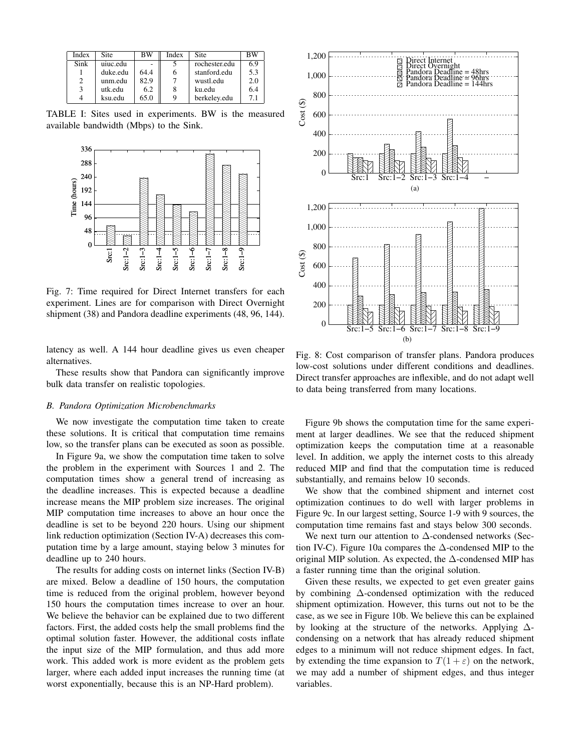| Index | Site | BW | Index | Site | BW |
|---|---|---|---|---|---|
| Sink | uiuc.edu | - | 5 | rochester.edu | 6.9 |
| 1 | duke.edu | 64.4 | 6 | stanford.edu | 5.3 |
| 2 | unm.edu | 82.9 | 7 | wustl.edu | 2.0 |
| 3 | utk.edu | 6.2 | 8 | ku.edu | 6.4 |
| 4 | ksu.edu | 65.0 | 9 | berkeley.edu | 7.1 |

TABLE I: Sites used in experiments. BW is the measured available bandwidth (Mbps) to the Sink.

Fig. 7: Time required for Direct Internet transfers for each experiment. Lines are for comparison with Direct Overnight shipment (38) and Pandora deadline experiments (48, 96, 144).

latency as well. A 144 hour deadline gives us even cheaper alternatives.

These results show that Pandora can significantly improve bulk data transfer on realistic topologies.

### B. Pandora Optimization Microbenchmarks

We now investigate the computation time taken to create these solutions. It is critical that computation time remains low, so the transfer plans can be executed as soon as possible.

In Figure 9a, we show the computation time taken to solve the problem in the experiment with Sources 1 and 2. The computation times show a general trend of increasing as the deadline increases. This is expected because a deadline increase means the MIP problem size increases. The original MIP computation time increases to above an hour once the deadline is set to be beyond 220 hours. Using our shipment link reduction optimization (Section IV-A) decreases this computation time by a large amount, staying below 3 minutes for deadline up to 240 hours.

The results for adding costs on internet links (Section IV-B) are mixed. Below a deadline of 150 hours, the computation time is reduced from the original problem, however beyond 150 hours the computation times increase to over an hour. We believe the behavior can be explained due to two different factors. First, the added costs help the small problems find the optimal solution faster. However, the additional costs inflate the input size of the MIP formulation, and thus add more work. This added work is more evident as the problem gets larger, where each added input increases the running time (at worst exponentially, because this is an NP-Hard problem).

Fig. 8: Cost comparison of transfer plans. Pandora produces low-cost solutions under different conditions and deadlines. Direct transfer approaches are inflexible, and do not adapt well to data being transferred from many locations.

Figure 9b shows the computation time for the same experiment at larger deadlines. We see that the reduced shipment optimization keeps the computation time at a reasonable level. In addition, we apply the internet costs to this already reduced MIP and find that the computation time is reduced substantially, and remains below 10 seconds.

We show that the combined shipment and internet cost optimization continues to do well with larger problems in Figure 9c. In our largest setting, Source 1-9 with 9 sources, the computation time remains fast and stays below 300 seconds.

We next turn our attention to $\Delta$-condensed networks (Section IV-C). Figure 10a compares the $\Delta$-condensed MIP to the original MIP solution. As expected, the $\Delta$-condensed MIP has a faster running time than the original solution.

Given these results, we expected to get even greater gains by combining $\Delta$-condensed optimization with the reduced shipment optimization. However, this turns out not to be the case, as we see in Figure 10b. We believe this can be explained by looking at the structure of the networks. Applying $\Delta$-condensing on a network that has already reduced shipment edges to a minimum will not reduce shipment edges. In fact, by extending the time expansion to $T(1+\varepsilon)$ on the network, we may add a number of shipment edges, and thus integer variables.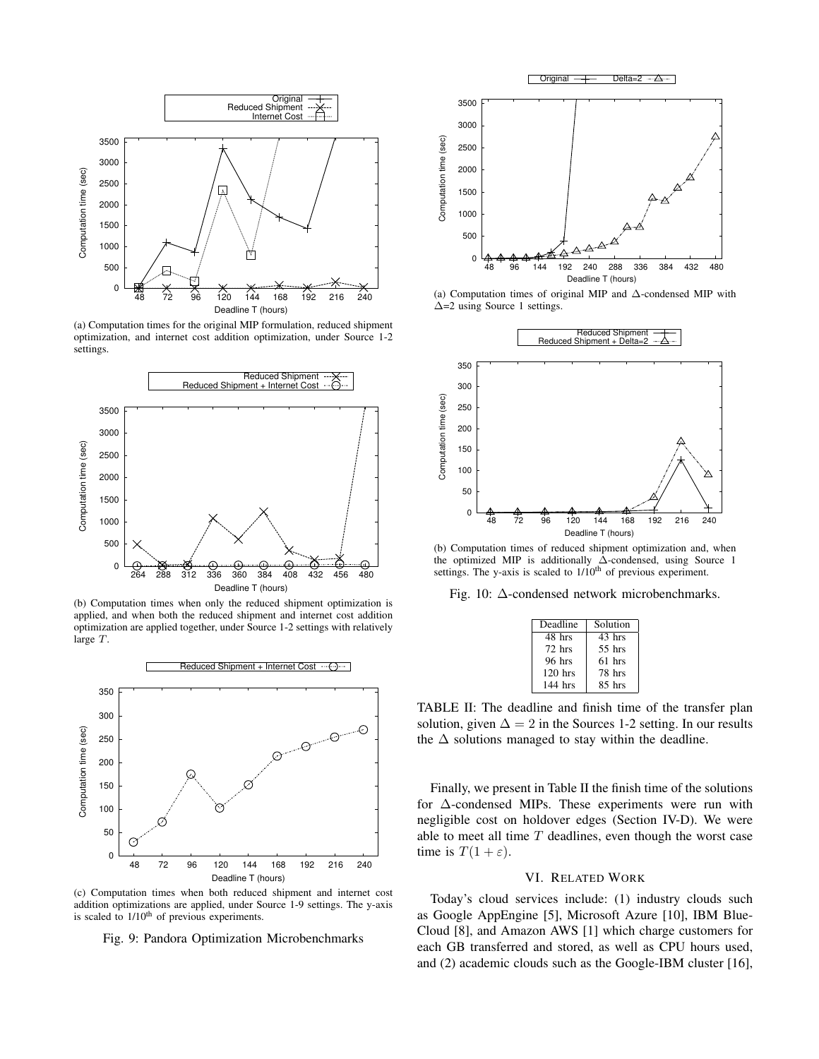(a) Computation times for the original MIP formulation, reduced shipment optimization, and internet cost addition optimization, under Source 1-2 settings.

(b) Computation times when only the reduced shipment optimization is applied, and when both the reduced shipment and internet cost addition optimization are applied together, under Source 1-2 settings with relatively large $T$.

(c) Computation times when both reduced shipment and internet cost addition optimizations are applied, under Source 1-9 settings. The y-axis is scaled to 1/10[th] of previous experiments.

Fig. 9: Pandora Optimization Microbenchmarks

(a) Computation times of original MIP and $\Delta$-condensed MIP with $\Delta$=2 using Source 1 settings.

(b) Computation times of reduced shipment optimization and, when the optimized MIP is additionally $\Delta$-condensed, using Source 1 settings. The y-axis is scaled to 1/10[th] of previous experiment.

Fig. 10: $\Delta$-condensed network microbenchmarks.

| Deadline | Solution |
|---|---|
| 48 hrs | 43 hrs |
| 72 hrs | 55 hrs |
| 96 hrs | 61 hrs |
| 120 hrs | 78 hrs |
| 144 hrs | 85 hrs |

TABLE II: The deadline and finish time of the transfer plan solution, given $\Delta = 2$ in the Sources 1-2 setting. In our results the $\Delta$ solutions managed to stay within the deadline.

Finally, we present in Table II the finish time of the solutions for $\Delta$-condensed MIPs. These experiments were run with negligible cost on holdover edges (Section IV-D). We were able to meet all time $T$ deadlines, even though the worst case time is $T(1 + \varepsilon)$.

## VI. Related Work

Today's cloud services include: (1) industry clouds such as Google AppEngine [5], Microsoft Azure [10], IBM Blue-Cloud [8], and Amazon AWS [1] which charge customers for each GB transferred and stored, as well as CPU hours used, and (2) academic clouds such as the Google-IBM cluster [16],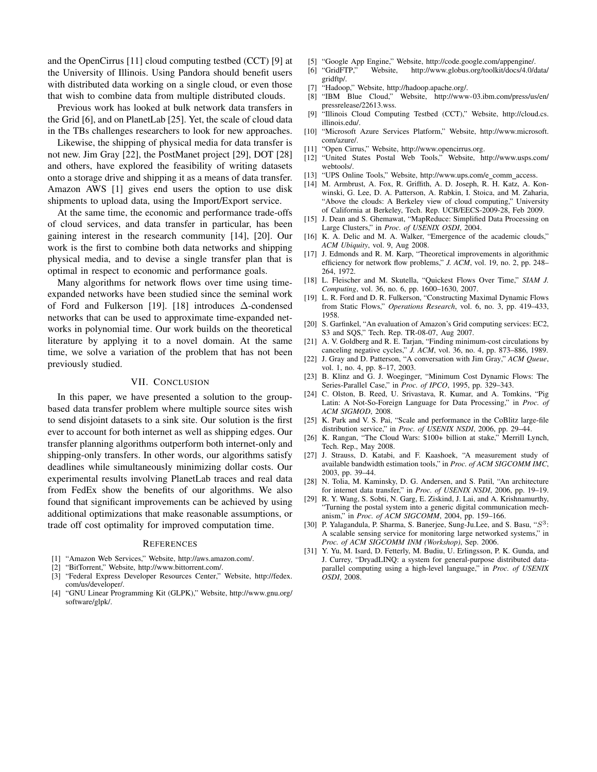and the OpenCirrus [11] cloud computing testbed (CCT) [9] at the University of Illinois. Using Pandora should benefit users with distributed data working on a single cloud, or even those that wish to combine data from multiple distributed clouds.

Previous work has looked at bulk network data transfers in the Grid [6], and on PlanetLab [25]. Yet, the scale of cloud data in the TBs challenges researchers to look for new approaches.

Likewise, the shipping of physical media for data transfer is not new. Jim Gray [22], the PostManet project [29], DOT [28] and others, have explored the feasibility of writing datasets onto a storage drive and shipping it as a means of data transfer. Amazon AWS [1] gives end users the option to use disk shipments to upload data, using the Import/Export service.

At the same time, the economic and performance trade-offs of cloud services, and data transfer in particular, has been gaining interest in the research community [14], [20]. Our work is the first to combine both data networks and shipping physical media, and to devise a single transfer plan that is optimal in respect to economic and performance goals.

Many algorithms for network flows over time using time-expanded networks have been studied since the seminal work of Ford and Fulkerson [19]. [18] introduces $\Delta$-condensed networks that can be used to approximate time-expanded networks in polynomial time. Our work builds on the theoretical literature by applying it to a novel domain. At the same time, we solve a variation of the problem that has not been previously studied.

## VII. Conclusion

In this paper, we have presented a solution to the group-based data transfer problem where multiple source sites wish to send disjoint datasets to a sink site. Our solution is the first ever to account for both internet as well as shipping edges. Our transfer planning algorithms outperform both internet-only and shipping-only transfers. In other words, our algorithms satisfy deadlines while simultaneously minimizing dollar costs. Our experimental results involving PlanetLab traces and real data from FedEx show the benefits of our algorithms. We also found that significant improvements can be achieved by using additional optimizations that make reasonable assumptions, or trade off cost optimality for improved computation time.

## References

[1] "Amazon Web Services," Website, http://aws.amazon.com/.

[2] "BitTorrent," Website, http://www.bittorrent.com/.

[3] "Federal Express Developer Resources Center," Website, http://fedex.com/us/developer/.

[4] "GNU Linear Programming Kit (GLPK)," Website, http://www.gnu.org/software/glpk/.

[5] "Google App Engine," Website, http://code.google.com/appengine/.

[6] "GridFTP," Website, http://www.globus.org/toolkit/docs/4.0/data/gridftp/.

[7] "Hadoop," Website, http://hadoop.apache.org/.

[8] "IBM Blue Cloud," Website, http://www-03.ibm.com/press/us/en/pressrelease/22613.wss.

[9] "Illinois Cloud Computing Testbed (CCT)," Website, http://cloud.cs.illinois.edu/.

[10] "Microsoft Azure Services Platform," Website, http://www.microsoft.com/azure/.

[11] "Open Cirrus," Website, http://www.opencirrus.org.

[12] "United States Postal Web Tools," Website, http://www.usps.com/webtools/.

[13] "UPS Online Tools," Website, http://www.ups.com/e_comm_access.

[14] M. Armbrust, A. Fox, R. Griffith, A. D. Joseph, R. H. Katz, A. Konwinski, G. Lee, D. A. Patterson, A. Rabkin, I. Stoica, and M. Zaharia, "Above the clouds: A Berkeley view of cloud computing," University of California at Berkeley, Tech. Rep. UCB/EECS-2009-28, Feb 2009.

[15] J. Dean and S. Ghemawat, "MapReduce: Simplified Data Processing on Large Clusters," in *Proc. of USENIX OSDI*, 2004.

[16] K. A. Delic and M. A. Walker, "Emergence of the academic clouds," *ACM Ubiquity*, vol. 9, Aug 2008.

[17] J. Edmonds and R. M. Karp, "Theoretical improvements in algorithmic efficiency for network flow problems," *J. ACM*, vol. 19, no. 2, pp. 248–264, 1972.

[18] L. Fleischer and M. Skutella, "Quickest Flows Over Time," *SIAM J. Computing*, vol. 36, no. 6, pp. 1600–1630, 2007.

[19] L. R. Ford and D. R. Fulkerson, "Constructing Maximal Dynamic Flows from Static Flows," *Operations Research*, vol. 6, no. 3, pp. 419–433, 1958.

[20] S. Garfinkel, "An evaluation of Amazon's Grid computing services: EC2, S3 and SQS," Tech. Rep. TR-08-07, Aug 2007.

[21] A. V. Goldberg and R. E. Tarjan, "Finding minimum-cost circulations by canceling negative cycles," *J. ACM*, vol. 36, no. 4, pp. 873–886, 1989.

[22] J. Gray and D. Patterson, "A conversation with Jim Gray," *ACM Queue*, vol. 1, no. 4, pp. 8–17, 2003.

[23] B. Klinz and G. J. Woeginger, "Minimum Cost Dynamic Flows: The Series-Parallel Case," in *Proc. of IPCO*, 1995, pp. 329–343.

[24] C. Olston, B. Reed, U. Srivastava, R. Kumar, and A. Tomkins, "Pig Latin: A Not-So-Foreign Language for Data Processing," in *Proc. of ACM SIGMOD*, 2008.

[25] K. Park and V. S. Pai, "Scale and performance in the CoBlitz large-file distribution service," in *Proc. of USENIX NSDI*, 2006, pp. 29–44.

[26] K. Rangan, "The Cloud Wars: $100+ billion at stake," Merrill Lynch, Tech. Rep., May 2008.

[27] J. Strauss, D. Katabi, and F. Kaashoek, "A measurement study of available bandwidth estimation tools," in *Proc. of ACM SIGCOMM IMC*, 2003, pp. 39–44.

[28] N. Tolia, M. Kaminsky, D. G. Andersen, and S. Patil, "An architecture for internet data transfer," in *Proc. of USENIX NSDI*, 2006, pp. 19–19.

[29] R. Y. Wang, S. Sobti, N. Garg, E. Ziskind, J. Lai, and A. Krishnamurthy, "Turning the postal system into a generic digital communication mechanism," in *Proc. of ACM SIGCOMM*, 2004, pp. 159–166.

[30] P. Yalagandula, P. Sharma, S. Banerjee, Sung-Ju.Lee, and S. Basu, "$S^3$: A scalable sensing service for monitoring large networked systems," in *Proc. of ACM SIGCOMM INM (Workshop)*, Sep. 2006.

[31] Y. Yu, M. Isard, D. Fetterly, M. Budiu, U. Erlingsson, P. K. Gunda, and J. Currey, "DryadLINQ: a system for general-purpose distributed data-parallel computing using a high-level language," in *Proc. of USENIX OSDI*, 2008.